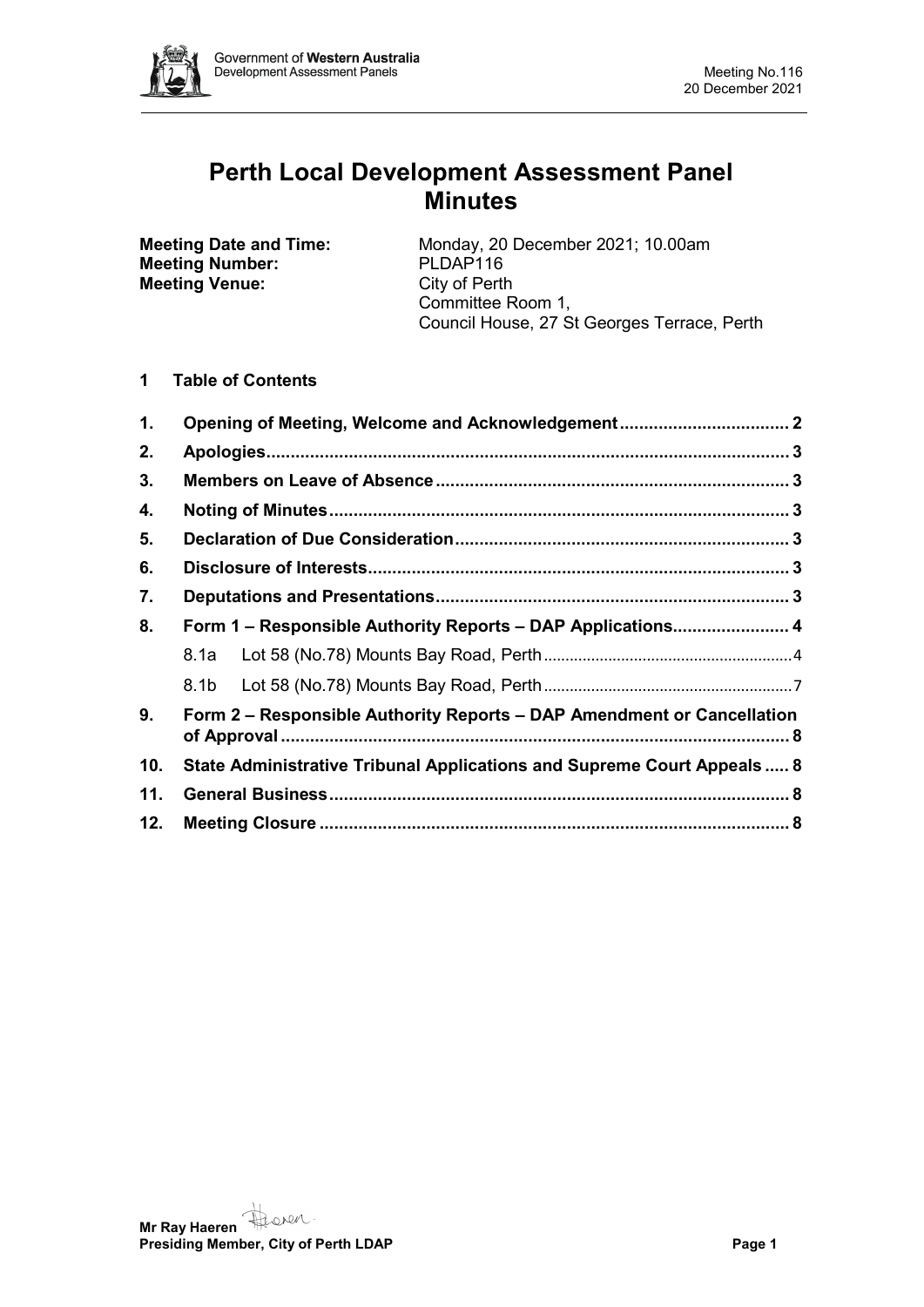# Perth Local Development Assessment Panel Minutes

**Meeting Date and Time:** Monday, 20 December 2021; 10.00am
**Meeting Number:** PLDAP116
**Meeting Venue:** City of Perth
Committee Room 1,
Council House, 27 St Georges Terrace, Perth

## 1 Table of Contents

1. **Opening of Meeting, Welcome and Acknowledgement** ..... 2
2. **Apologies** ..... 3
3. **Members on Leave of Absence** ..... 3
4. **Noting of Minutes** ..... 3
5. **Declaration of Due Consideration** ..... 3
6. **Disclosure of Interests** ..... 3
7. **Deputations and Presentations** ..... 3
8. **Form 1 – Responsible Authority Reports – DAP Applications** ..... 4
   - 8.1a Lot 58 (No.78) Mounts Bay Road, Perth ..... 4
   - 8.1b Lot 58 (No.78) Mounts Bay Road, Perth ..... 7
9. **Form 2 – Responsible Authority Reports – DAP Amendment or Cancellation of Approval** ..... 8
10. **State Administrative Tribunal Applications and Supreme Court Appeals** ..... 8
11. **General Business** ..... 8
12. **Meeting Closure** ..... 8

**Mr Ray Haeren**
**Presiding Member, City of Perth LDAP**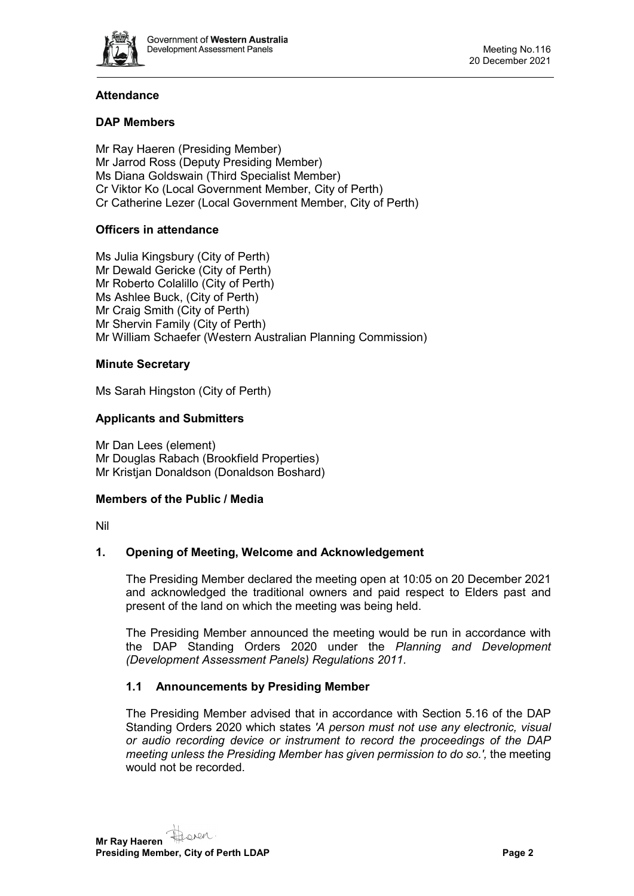### Attendance

### DAP Members

Mr Ray Haeren (Presiding Member)
Mr Jarrod Ross (Deputy Presiding Member)
Ms Diana Goldswain (Third Specialist Member)
Cr Viktor Ko (Local Government Member, City of Perth)
Cr Catherine Lezer (Local Government Member, City of Perth)

### Officers in attendance

Ms Julia Kingsbury (City of Perth)
Mr Dewald Gericke (City of Perth)
Mr Roberto Colalillo (City of Perth)
Ms Ashlee Buck, (City of Perth)
Mr Craig Smith (City of Perth)
Mr Shervin Family (City of Perth)
Mr William Schaefer (Western Australian Planning Commission)

### Minute Secretary

Ms Sarah Hingston (City of Perth)

### Applicants and Submitters

Mr Dan Lees (element)
Mr Douglas Rabach (Brookfield Properties)
Mr Kristjan Donaldson (Donaldson Boshard)

### Members of the Public / Media

Nil

### 1. Opening of Meeting, Welcome and Acknowledgement

The Presiding Member declared the meeting open at 10:05 on 20 December 2021 and acknowledged the traditional owners and paid respect to Elders past and present of the land on which the meeting was being held.

The Presiding Member announced the meeting would be run in accordance with the DAP Standing Orders 2020 under the *Planning and Development (Development Assessment Panels) Regulations 2011*.

#### 1.1 Announcements by Presiding Member

The Presiding Member advised that in accordance with Section 5.16 of the DAP Standing Orders 2020 which states *'A person must not use any electronic, visual or audio recording device or instrument to record the proceedings of the DAP meeting unless the Presiding Member has given permission to do so.',* the meeting would not be recorded.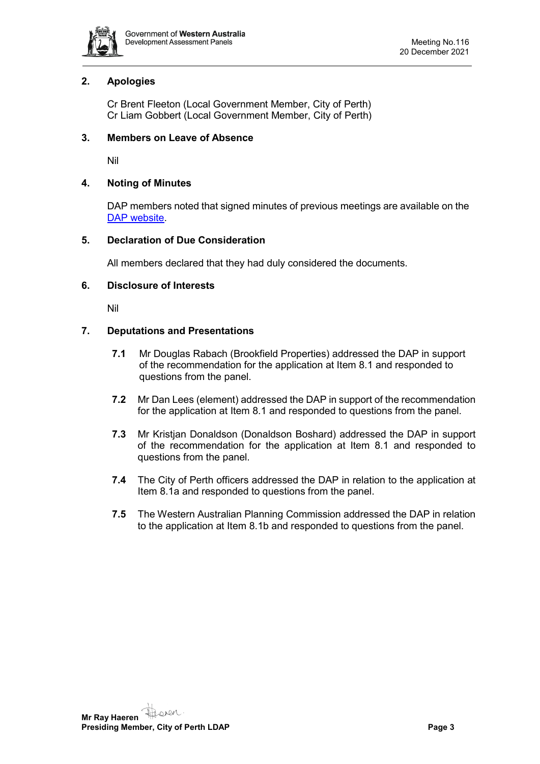## 2. Apologies

Cr Brent Fleeton (Local Government Member, City of Perth)
Cr Liam Gobbert (Local Government Member, City of Perth)

## 3. Members on Leave of Absence

Nil

## 4. Noting of Minutes

DAP members noted that signed minutes of previous meetings are available on the DAP website.

## 5. Declaration of Due Consideration

All members declared that they had duly considered the documents.

## 6. Disclosure of Interests

Nil

## 7. Deputations and Presentations

**7.1** Mr Douglas Rabach (Brookfield Properties) addressed the DAP in support of the recommendation for the application at Item 8.1 and responded to questions from the panel.

**7.2** Mr Dan Lees (element) addressed the DAP in support of the recommendation for the application at Item 8.1 and responded to questions from the panel.

**7.3** Mr Kristjan Donaldson (Donaldson Boshard) addressed the DAP in support of the recommendation for the application at Item 8.1 and responded to questions from the panel.

**7.4** The City of Perth officers addressed the DAP in relation to the application at Item 8.1a and responded to questions from the panel.

**7.5** The Western Australian Planning Commission addressed the DAP in relation to the application at Item 8.1b and responded to questions from the panel.

**Mr Ray Haeren**
**Presiding Member, City of Perth LDAP**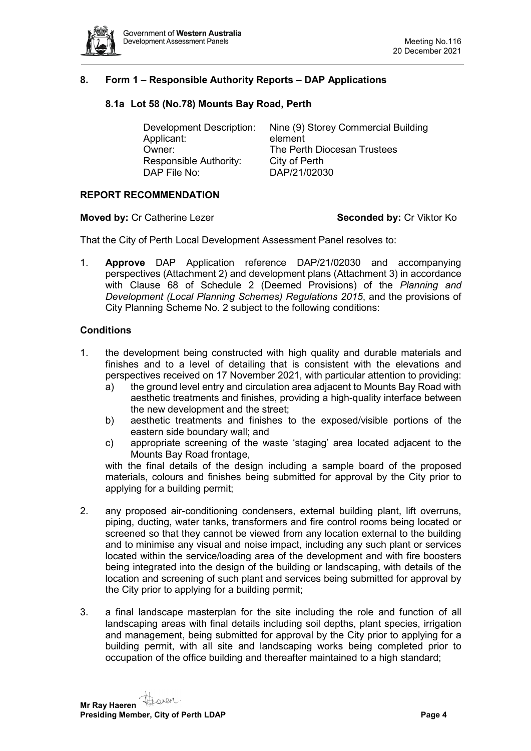## 8. Form 1 – Responsible Authority Reports – DAP Applications

### 8.1a Lot 58 (No.78) Mounts Bay Road, Perth

| | |
|---|---|
| Development Description: | Nine (9) Storey Commercial Building |
| Applicant: | element |
| Owner: | The Perth Diocesan Trustees |
| Responsible Authority: | City of Perth |
| DAP File No: | DAP/21/02030 |

**REPORT RECOMMENDATION**

**Moved by:** Cr Catherine Lezer **Seconded by:** Cr Viktor Ko

That the City of Perth Local Development Assessment Panel resolves to:

1. **Approve** DAP Application reference DAP/21/02030 and accompanying perspectives (Attachment 2) and development plans (Attachment 3) in accordance with Clause 68 of Schedule 2 (Deemed Provisions) of the *Planning and Development (Local Planning Schemes) Regulations 2015*, and the provisions of City Planning Scheme No. 2 subject to the following conditions:

**Conditions**

1. the development being constructed with high quality and durable materials and finishes and to a level of detailing that is consistent with the elevations and perspectives received on 17 November 2021, with particular attention to providing:
   a) the ground level entry and circulation area adjacent to Mounts Bay Road with aesthetic treatments and finishes, providing a high-quality interface between the new development and the street;
   b) aesthetic treatments and finishes to the exposed/visible portions of the eastern side boundary wall; and
   c) appropriate screening of the waste 'staging' area located adjacent to the Mounts Bay Road frontage,

   with the final details of the design including a sample board of the proposed materials, colours and finishes being submitted for approval by the City prior to applying for a building permit;

2. any proposed air-conditioning condensers, external building plant, lift overruns, piping, ducting, water tanks, transformers and fire control rooms being located or screened so that they cannot be viewed from any location external to the building and to minimise any visual and noise impact, including any such plant or services located within the service/loading area of the development and with fire boosters being integrated into the design of the building or landscaping, with details of the location and screening of such plant and services being submitted for approval by the City prior to applying for a building permit;

3. a final landscape masterplan for the site including the role and function of all landscaping areas with final details including soil depths, plant species, irrigation and management, being submitted for approval by the City prior to applying for a building permit, with all site and landscaping works being completed prior to occupation of the office building and thereafter maintained to a high standard;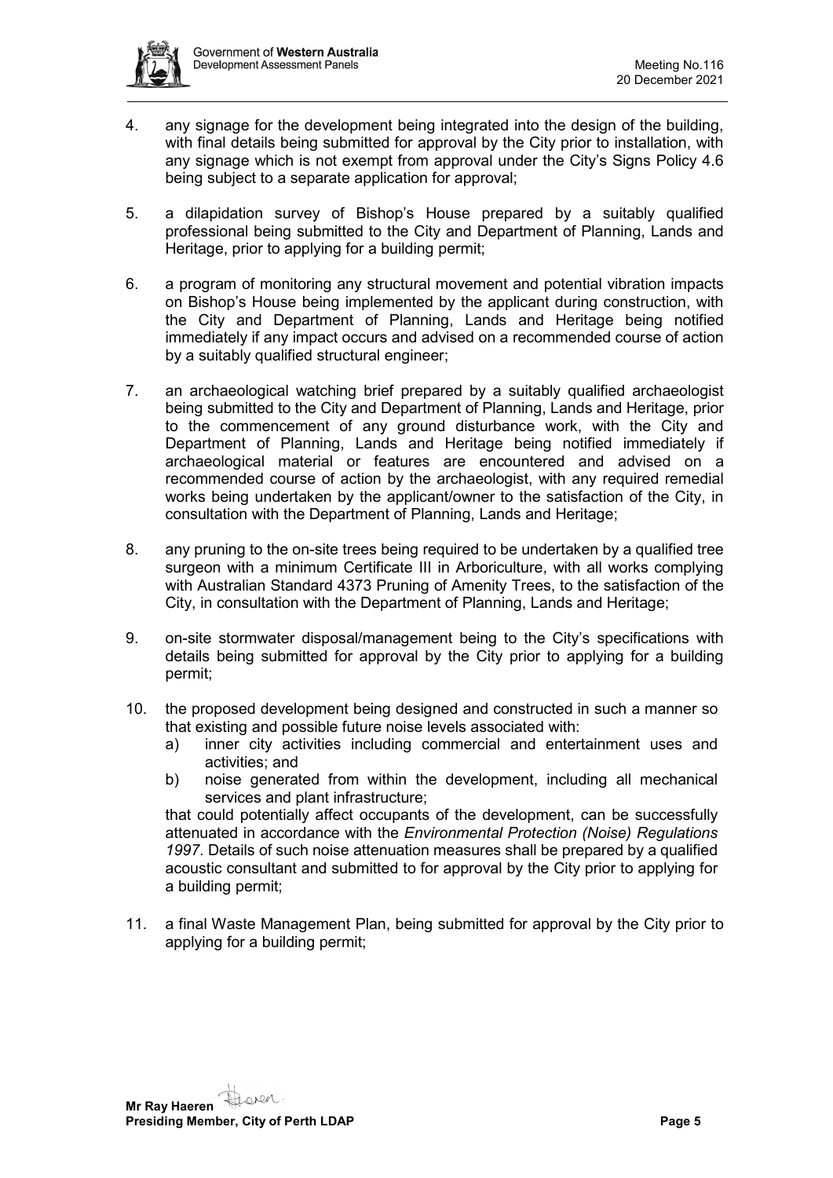4. any signage for the development being integrated into the design of the building, with final details being submitted for approval by the City prior to installation, with any signage which is not exempt from approval under the City's Signs Policy 4.6 being subject to a separate application for approval;

5. a dilapidation survey of Bishop's House prepared by a suitably qualified professional being submitted to the City and Department of Planning, Lands and Heritage, prior to applying for a building permit;

6. a program of monitoring any structural movement and potential vibration impacts on Bishop's House being implemented by the applicant during construction, with the City and Department of Planning, Lands and Heritage being notified immediately if any impact occurs and advised on a recommended course of action by a suitably qualified structural engineer;

7. an archaeological watching brief prepared by a suitably qualified archaeologist being submitted to the City and Department of Planning, Lands and Heritage, prior to the commencement of any ground disturbance work, with the City and Department of Planning, Lands and Heritage being notified immediately if archaeological material or features are encountered and advised on a recommended course of action by the archaeologist, with any required remedial works being undertaken by the applicant/owner to the satisfaction of the City, in consultation with the Department of Planning, Lands and Heritage;

8. any pruning to the on-site trees being required to be undertaken by a qualified tree surgeon with a minimum Certificate III in Arboriculture, with all works complying with Australian Standard 4373 Pruning of Amenity Trees, to the satisfaction of the City, in consultation with the Department of Planning, Lands and Heritage;

9. on-site stormwater disposal/management being to the City's specifications with details being submitted for approval by the City prior to applying for a building permit;

10. the proposed development being designed and constructed in such a manner so that existing and possible future noise levels associated with:
    a) inner city activities including commercial and entertainment uses and activities; and
    b) noise generated from within the development, including all mechanical services and plant infrastructure;

    that could potentially affect occupants of the development, can be successfully attenuated in accordance with the *Environmental Protection (Noise) Regulations 1997*. Details of such noise attenuation measures shall be prepared by a qualified acoustic consultant and submitted to for approval by the City prior to applying for a building permit;

11. a final Waste Management Plan, being submitted for approval by the City prior to applying for a building permit;

**Mr Ray Haeren**
**Presiding Member, City of Perth LDAP**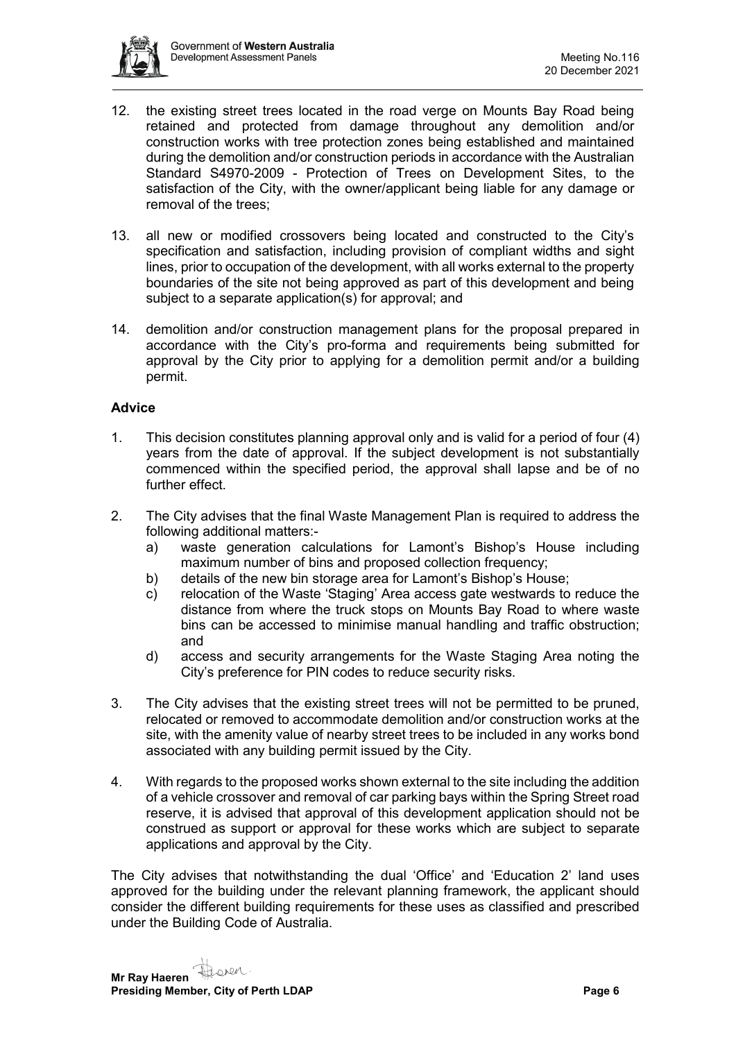12. the existing street trees located in the road verge on Mounts Bay Road being retained and protected from damage throughout any demolition and/or construction works with tree protection zones being established and maintained during the demolition and/or construction periods in accordance with the Australian Standard S4970-2009 - Protection of Trees on Development Sites, to the satisfaction of the City, with the owner/applicant being liable for any damage or removal of the trees;

13. all new or modified crossovers being located and constructed to the City's specification and satisfaction, including provision of compliant widths and sight lines, prior to occupation of the development, with all works external to the property boundaries of the site not being approved as part of this development and being subject to a separate application(s) for approval; and

14. demolition and/or construction management plans for the proposal prepared in accordance with the City's pro-forma and requirements being submitted for approval by the City prior to applying for a demolition permit and/or a building permit.

**Advice**

1. This decision constitutes planning approval only and is valid for a period of four (4) years from the date of approval. If the subject development is not substantially commenced within the specified period, the approval shall lapse and be of no further effect.

2. The City advises that the final Waste Management Plan is required to address the following additional matters:-
   a) waste generation calculations for Lamont's Bishop's House including maximum number of bins and proposed collection frequency;
   b) details of the new bin storage area for Lamont's Bishop's House;
   c) relocation of the Waste 'Staging' Area access gate westwards to reduce the distance from where the truck stops on Mounts Bay Road to where waste bins can be accessed to minimise manual handling and traffic obstruction; and
   d) access and security arrangements for the Waste Staging Area noting the City's preference for PIN codes to reduce security risks.

3. The City advises that the existing street trees will not be permitted to be pruned, relocated or removed to accommodate demolition and/or construction works at the site, with the amenity value of nearby street trees to be included in any works bond associated with any building permit issued by the City.

4. With regards to the proposed works shown external to the site including the addition of a vehicle crossover and removal of car parking bays within the Spring Street road reserve, it is advised that approval of this development application should not be construed as support or approval for these works which are subject to separate applications and approval by the City.

The City advises that notwithstanding the dual 'Office' and 'Education 2' land uses approved for the building under the relevant planning framework, the applicant should consider the different building requirements for these uses as classified and prescribed under the Building Code of Australia.

**Mr Ray Haeren**
**Presiding Member, City of Perth LDAP**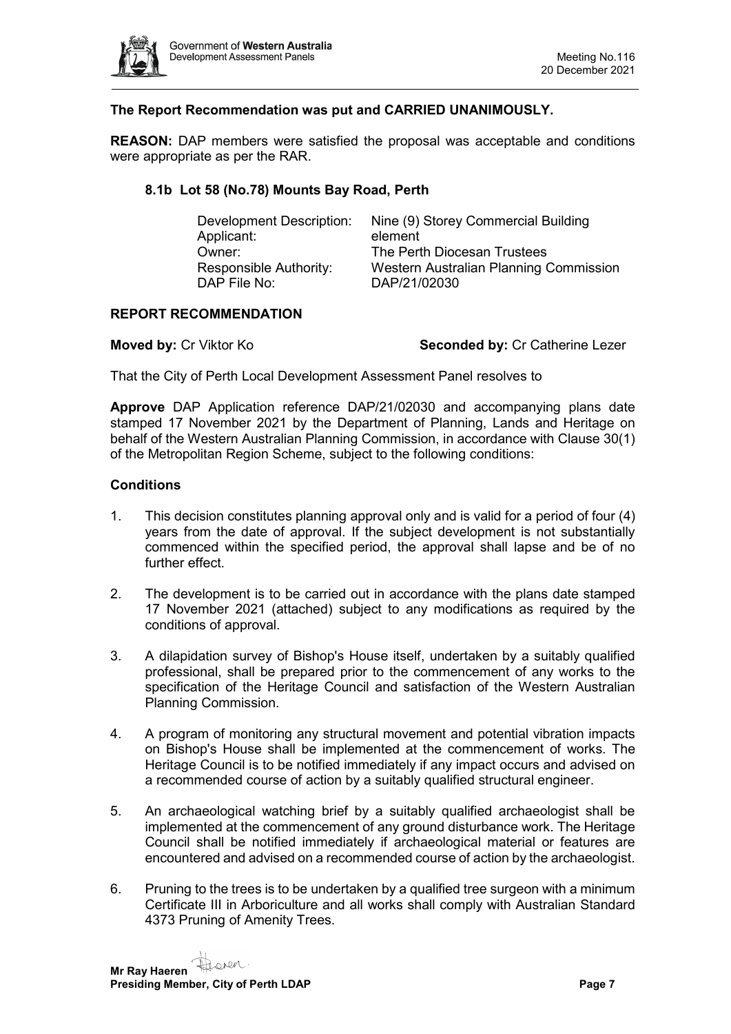**The Report Recommendation was put and CARRIED UNANIMOUSLY.**

**REASON:** DAP members were satisfied the proposal was acceptable and conditions were appropriate as per the RAR.

### 8.1b Lot 58 (No.78) Mounts Bay Road, Perth

| | |
|---|---|
| Development Description: | Nine (9) Storey Commercial Building |
| Applicant: | element |
| Owner: | The Perth Diocesan Trustees |
| Responsible Authority: | Western Australian Planning Commission |
| DAP File No: | DAP/21/02030 |

**REPORT RECOMMENDATION**

**Moved by:** Cr Viktor Ko **Seconded by:** Cr Catherine Lezer

That the City of Perth Local Development Assessment Panel resolves to

**Approve** DAP Application reference DAP/21/02030 and accompanying plans date stamped 17 November 2021 by the Department of Planning, Lands and Heritage on behalf of the Western Australian Planning Commission, in accordance with Clause 30(1) of the Metropolitan Region Scheme, subject to the following conditions:

**Conditions**

1. This decision constitutes planning approval only and is valid for a period of four (4) years from the date of approval. If the subject development is not substantially commenced within the specified period, the approval shall lapse and be of no further effect.

2. The development is to be carried out in accordance with the plans date stamped 17 November 2021 (attached) subject to any modifications as required by the conditions of approval.

3. A dilapidation survey of Bishop's House itself, undertaken by a suitably qualified professional, shall be prepared prior to the commencement of any works to the specification of the Heritage Council and satisfaction of the Western Australian Planning Commission.

4. A program of monitoring any structural movement and potential vibration impacts on Bishop's House shall be implemented at the commencement of works. The Heritage Council is to be notified immediately if any impact occurs and advised on a recommended course of action by a suitably qualified structural engineer.

5. An archaeological watching brief by a suitably qualified archaeologist shall be implemented at the commencement of any ground disturbance work. The Heritage Council shall be notified immediately if archaeological material or features are encountered and advised on a recommended course of action by the archaeologist.

6. Pruning to the trees is to be undertaken by a qualified tree surgeon with a minimum Certificate III in Arboriculture and all works shall comply with Australian Standard 4373 Pruning of Amenity Trees.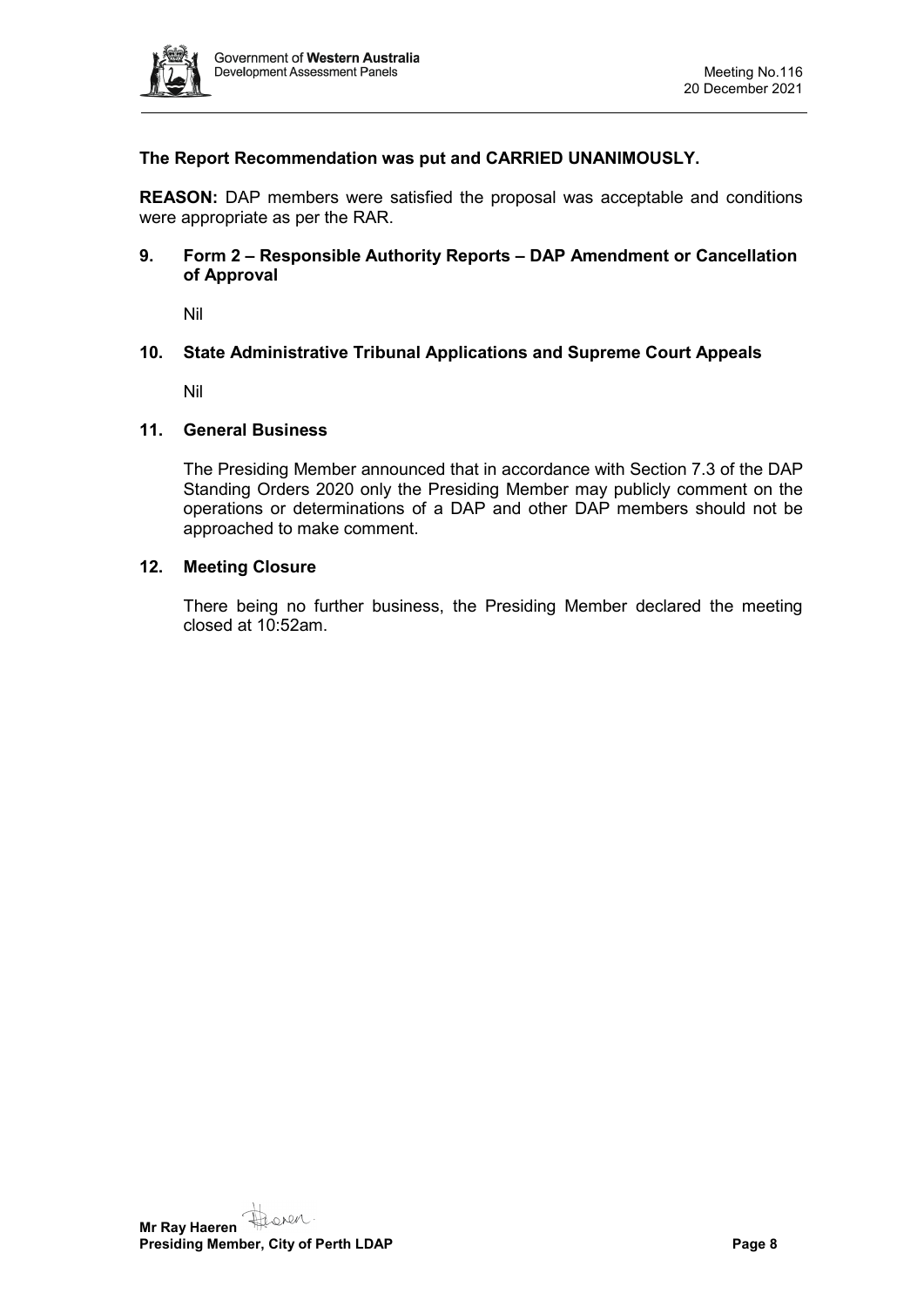**The Report Recommendation was put and CARRIED UNANIMOUSLY.**

**REASON:** DAP members were satisfied the proposal was acceptable and conditions were appropriate as per the RAR.

## 9. Form 2 – Responsible Authority Reports – DAP Amendment or Cancellation of Approval

Nil

## 10. State Administrative Tribunal Applications and Supreme Court Appeals

Nil

## 11. General Business

The Presiding Member announced that in accordance with Section 7.3 of the DAP Standing Orders 2020 only the Presiding Member may publicly comment on the operations or determinations of a DAP and other DAP members should not be approached to make comment.

## 12. Meeting Closure

There being no further business, the Presiding Member declared the meeting closed at 10:52am.

**Mr Ray Haeren**
**Presiding Member, City of Perth LDAP**